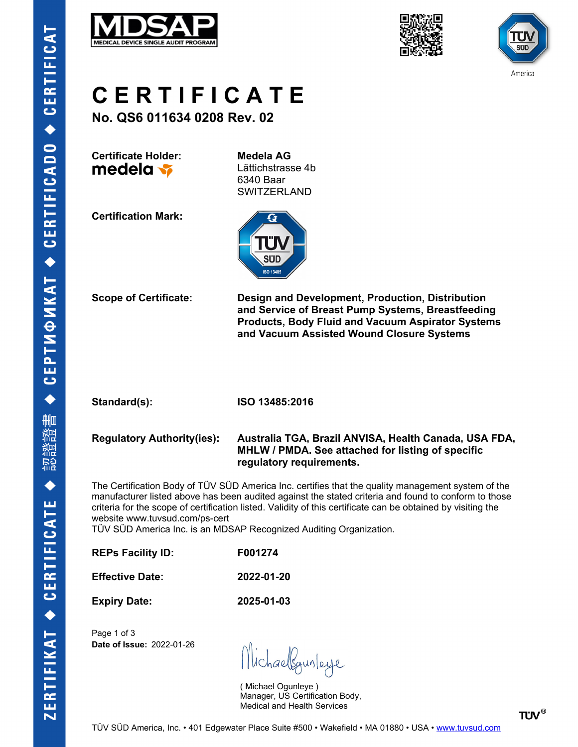# CERTIFICATE

**No. QS6 011634 0208 Rev. 02**

**Certificate Holder:** **Medela AG**
Lättichstrasse 4b
6340 Baar
SWITZERLAND

**Certification Mark:**

**Scope of Certificate:** **Design and Development, Production, Distribution and Service of Breast Pump Systems, Breastfeeding Products, Body Fluid and Vacuum Aspirator Systems and Vacuum Assisted Wound Closure Systems**

**Standard(s):** **ISO 13485:2016**

**Regulatory Authority(ies):** **Australia TGA, Brazil ANVISA, Health Canada, USA FDA, MHLW / PMDA. See attached for listing of specific regulatory requirements.**

The Certification Body of TÜV SÜD America Inc. certifies that the quality management system of the manufacturer listed above has been audited against the stated criteria and found to conform to those criteria for the scope of certification listed. Validity of this certificate can be obtained by visiting the website www.tuvsud.com/ps-cert
TÜV SÜD America Inc. is an MDSAP Recognized Auditing Organization.

**REPs Facility ID:** **F001274**

**Effective Date:** **2022-01-20**

**Expiry Date:** **2025-01-03**

**Date of Issue:** 2022-01-26

( Michael Ogunleye )
Manager, US Certification Body,
Medical and Health Services

TÜV SÜD America, Inc. • 401 Edgewater Place Suite #500 • Wakefield • MA 01880 • USA • www.tuvsud.com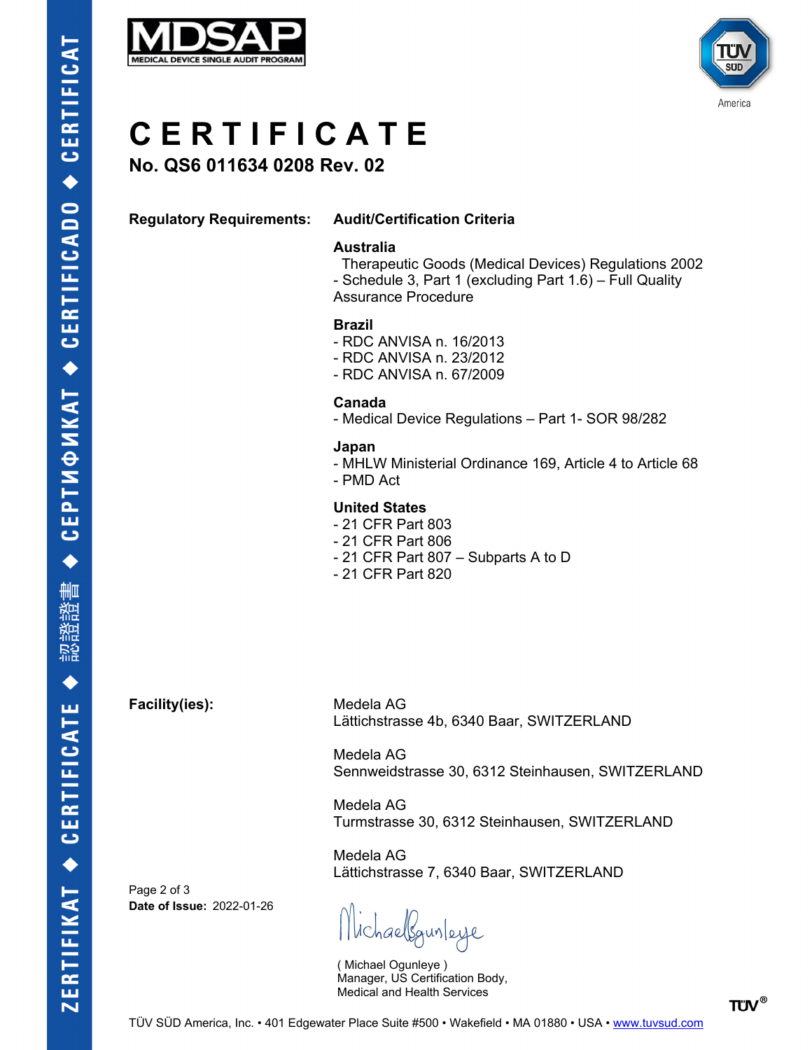# CERTIFICATE

**No. QS6 011634 0208 Rev. 02**

**Regulatory Requirements:** **Audit/Certification Criteria**

**Australia**
Therapeutic Goods (Medical Devices) Regulations 2002
- Schedule 3, Part 1 (excluding Part 1.6) – Full Quality Assurance Procedure

**Brazil**
- RDC ANVISA n. 16/2013
- RDC ANVISA n. 23/2012
- RDC ANVISA n. 67/2009

**Canada**
- Medical Device Regulations – Part 1- SOR 98/282

**Japan**
- MHLW Ministerial Ordinance 169, Article 4 to Article 68
- PMD Act

**United States**
- 21 CFR Part 803
- 21 CFR Part 806
- 21 CFR Part 807 – Subparts A to D
- 21 CFR Part 820

**Facility(ies):**

Medela AG
Lättichstrasse 4b, 6340 Baar, SWITZERLAND

Medela AG
Sennweidstrasse 30, 6312 Steinhausen, SWITZERLAND

Medela AG
Turmstrasse 30, 6312 Steinhausen, SWITZERLAND

Medela AG
Lättichstrasse 7, 6340 Baar, SWITZERLAND

**Date of Issue:** 2022-01-26

( Michael Ogunleye )
Manager, US Certification Body,
Medical and Health Services

TÜV SÜD America, Inc. • 401 Edgewater Place Suite #500 • Wakefield • MA 01880 • USA • www.tuvsud.com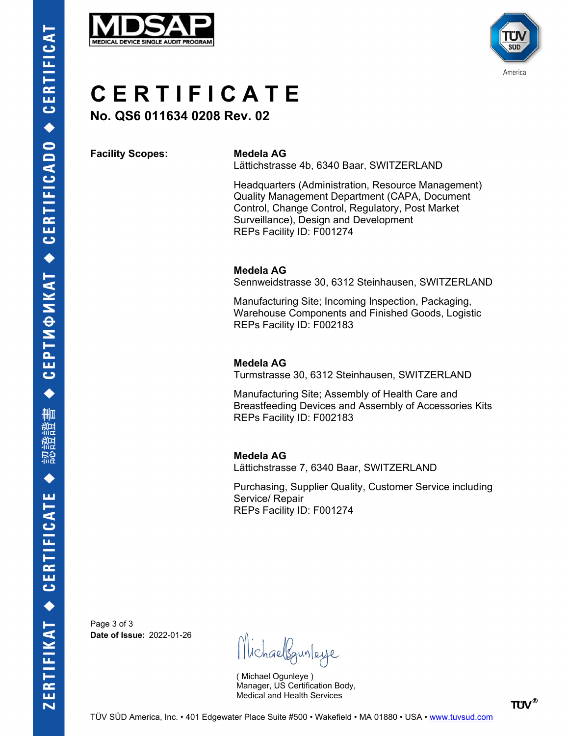MDSAP
MEDICAL DEVICE SINGLE AUDIT PROGRAM

# CERTIFICATE

## No. QS6 011634 0208 Rev. 02

**Facility Scopes:**

**Medela AG**
Lättichstrasse 4b, 6340 Baar, SWITZERLAND

Headquarters (Administration, Resource Management) Quality Management Department (CAPA, Document Control, Change Control, Regulatory, Post Market Surveillance), Design and Development
REPs Facility ID: F001274

**Medela AG**
Sennweidstrasse 30, 6312 Steinhausen, SWITZERLAND

Manufacturing Site; Incoming Inspection, Packaging, Warehouse Components and Finished Goods, Logistic
REPs Facility ID: F002183

**Medela AG**
Turmstrasse 30, 6312 Steinhausen, SWITZERLAND

Manufacturing Site; Assembly of Health Care and Breastfeeding Devices and Assembly of Accessories Kits
REPs Facility ID: F002183

**Medela AG**
Lättichstrasse 7, 6340 Baar, SWITZERLAND

Purchasing, Supplier Quality, Customer Service including Service/ Repair
REPs Facility ID: F001274

**Date of Issue:** 2022-01-26

( Michael Ogunleye )
Manager, US Certification Body,
Medical and Health Services

TÜV SÜD America, Inc. • 401 Edgewater Place Suite #500 • Wakefield • MA 01880 • USA • www.tuvsud.com